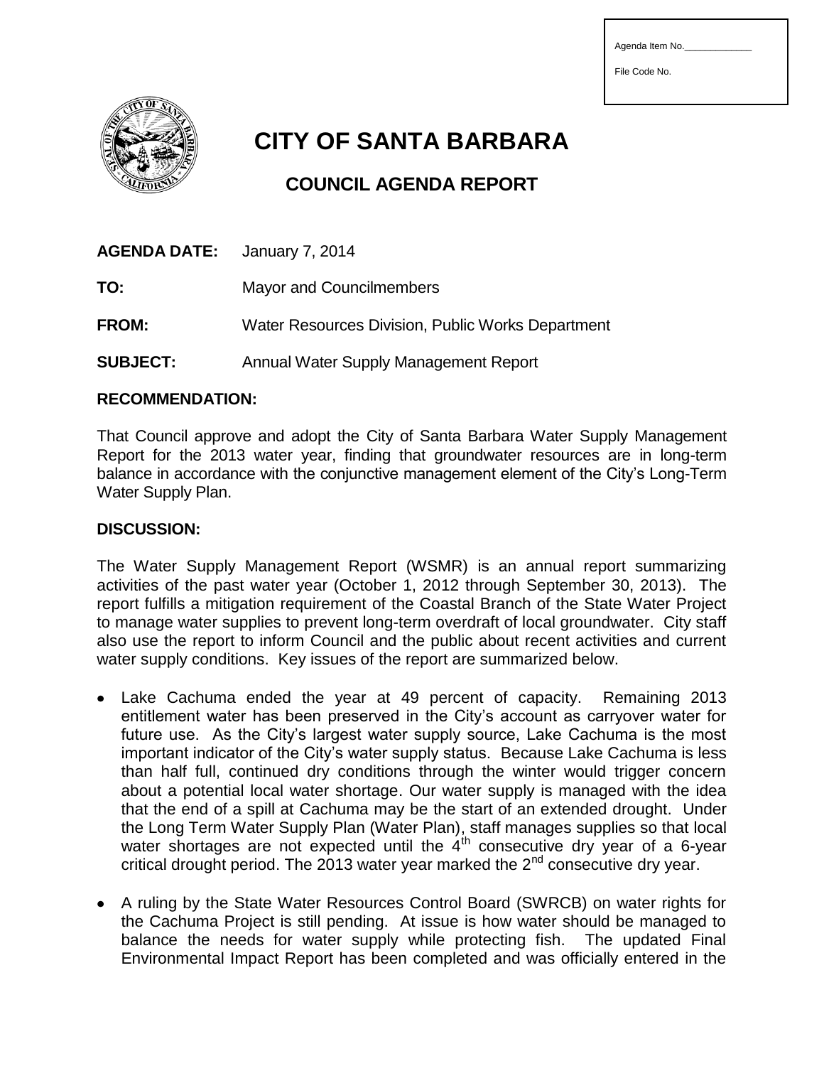Agenda Item No.\_\_\_\_\_\_\_\_\_\_\_\_\_

File Code No.

# CITY OF SANTA BARBARA

## COUNCIL AGENDA REPORT

**AGENDA DATE:** January 7, 2014

**TO:** Mayor and Councilmembers

**FROM:** Water Resources Division, Public Works Department

**SUBJECT:** Annual Water Supply Management Report

### RECOMMENDATION:

That Council approve and adopt the City of Santa Barbara Water Supply Management Report for the 2013 water year, finding that groundwater resources are in long-term balance in accordance with the conjunctive management element of the City's Long-Term Water Supply Plan.

### DISCUSSION:

The Water Supply Management Report (WSMR) is an annual report summarizing activities of the past water year (October 1, 2012 through September 30, 2013). The report fulfills a mitigation requirement of the Coastal Branch of the State Water Project to manage water supplies to prevent long-term overdraft of local groundwater. City staff also use the report to inform Council and the public about recent activities and current water supply conditions. Key issues of the report are summarized below.

- Lake Cachuma ended the year at 49 percent of capacity. Remaining 2013 entitlement water has been preserved in the City's account as carryover water for future use. As the City's largest water supply source, Lake Cachuma is the most important indicator of the City's water supply status. Because Lake Cachuma is less than half full, continued dry conditions through the winter would trigger concern about a potential local water shortage. Our water supply is managed with the idea that the end of a spill at Cachuma may be the start of an extended drought. Under the Long Term Water Supply Plan (Water Plan), staff manages supplies so that local water shortages are not expected until the 4th consecutive dry year of a 6-year critical drought period. The 2013 water year marked the 2nd consecutive dry year.
- A ruling by the State Water Resources Control Board (SWRCB) on water rights for the Cachuma Project is still pending. At issue is how water should be managed to balance the needs for water supply while protecting fish. The updated Final Environmental Impact Report has been completed and was officially entered in the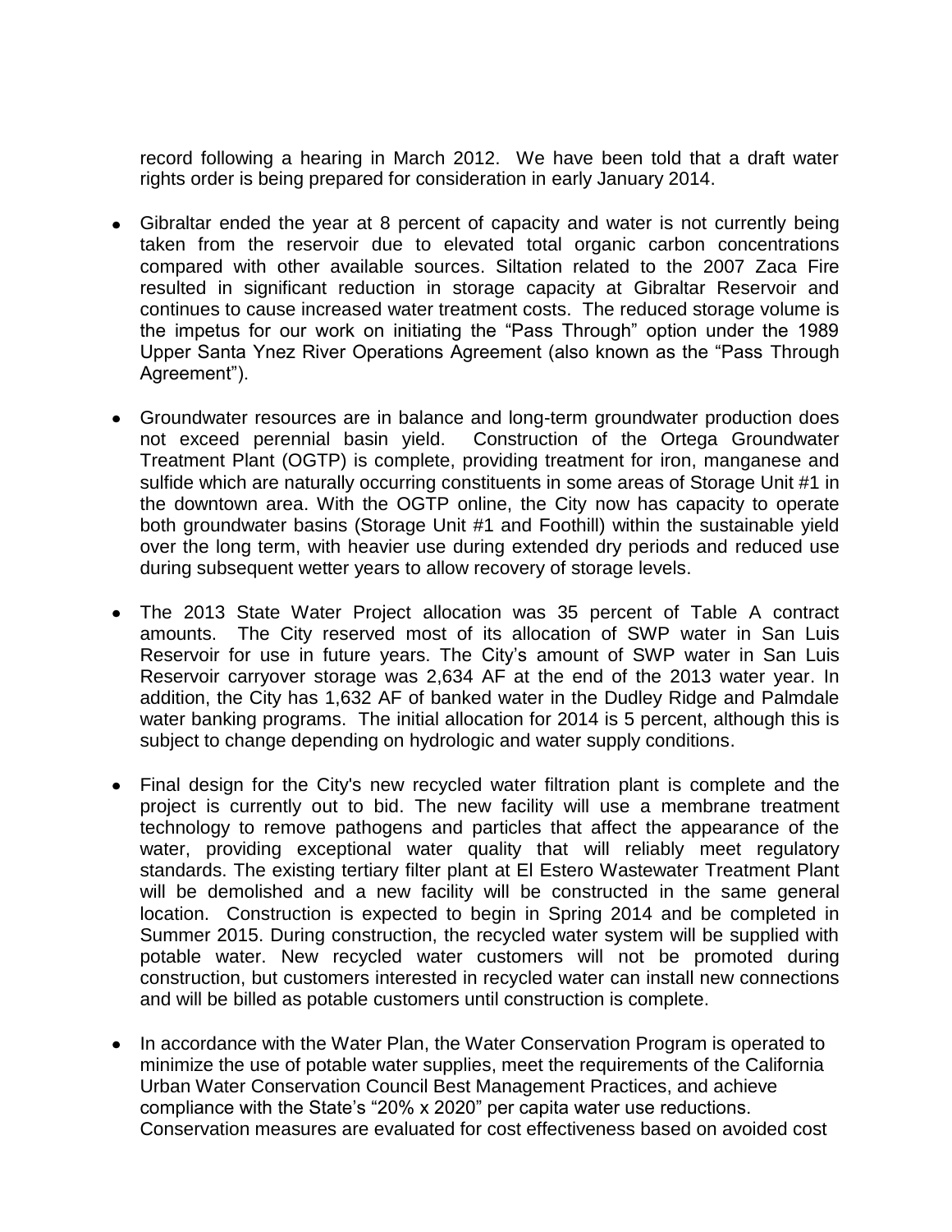record following a hearing in March 2012. We have been told that a draft water rights order is being prepared for consideration in early January 2014.

- Gibraltar ended the year at 8 percent of capacity and water is not currently being taken from the reservoir due to elevated total organic carbon concentrations compared with other available sources. Siltation related to the 2007 Zaca Fire resulted in significant reduction in storage capacity at Gibraltar Reservoir and continues to cause increased water treatment costs. The reduced storage volume is the impetus for our work on initiating the "Pass Through" option under the 1989 Upper Santa Ynez River Operations Agreement (also known as the "Pass Through Agreement").

- Groundwater resources are in balance and long-term groundwater production does not exceed perennial basin yield. Construction of the Ortega Groundwater Treatment Plant (OGTP) is complete, providing treatment for iron, manganese and sulfide which are naturally occurring constituents in some areas of Storage Unit #1 in the downtown area. With the OGTP online, the City now has capacity to operate both groundwater basins (Storage Unit #1 and Foothill) within the sustainable yield over the long term, with heavier use during extended dry periods and reduced use during subsequent wetter years to allow recovery of storage levels.

- The 2013 State Water Project allocation was 35 percent of Table A contract amounts. The City reserved most of its allocation of SWP water in San Luis Reservoir for use in future years. The City's amount of SWP water in San Luis Reservoir carryover storage was 2,634 AF at the end of the 2013 water year. In addition, the City has 1,632 AF of banked water in the Dudley Ridge and Palmdale water banking programs. The initial allocation for 2014 is 5 percent, although this is subject to change depending on hydrologic and water supply conditions.

- Final design for the City's new recycled water filtration plant is complete and the project is currently out to bid. The new facility will use a membrane treatment technology to remove pathogens and particles that affect the appearance of the water, providing exceptional water quality that will reliably meet regulatory standards. The existing tertiary filter plant at El Estero Wastewater Treatment Plant will be demolished and a new facility will be constructed in the same general location. Construction is expected to begin in Spring 2014 and be completed in Summer 2015. During construction, the recycled water system will be supplied with potable water. New recycled water customers will not be promoted during construction, but customers interested in recycled water can install new connections and will be billed as potable customers until construction is complete.

- In accordance with the Water Plan, the Water Conservation Program is operated to minimize the use of potable water supplies, meet the requirements of the California Urban Water Conservation Council Best Management Practices, and achieve compliance with the State's "20% x 2020" per capita water use reductions. Conservation measures are evaluated for cost effectiveness based on avoided cost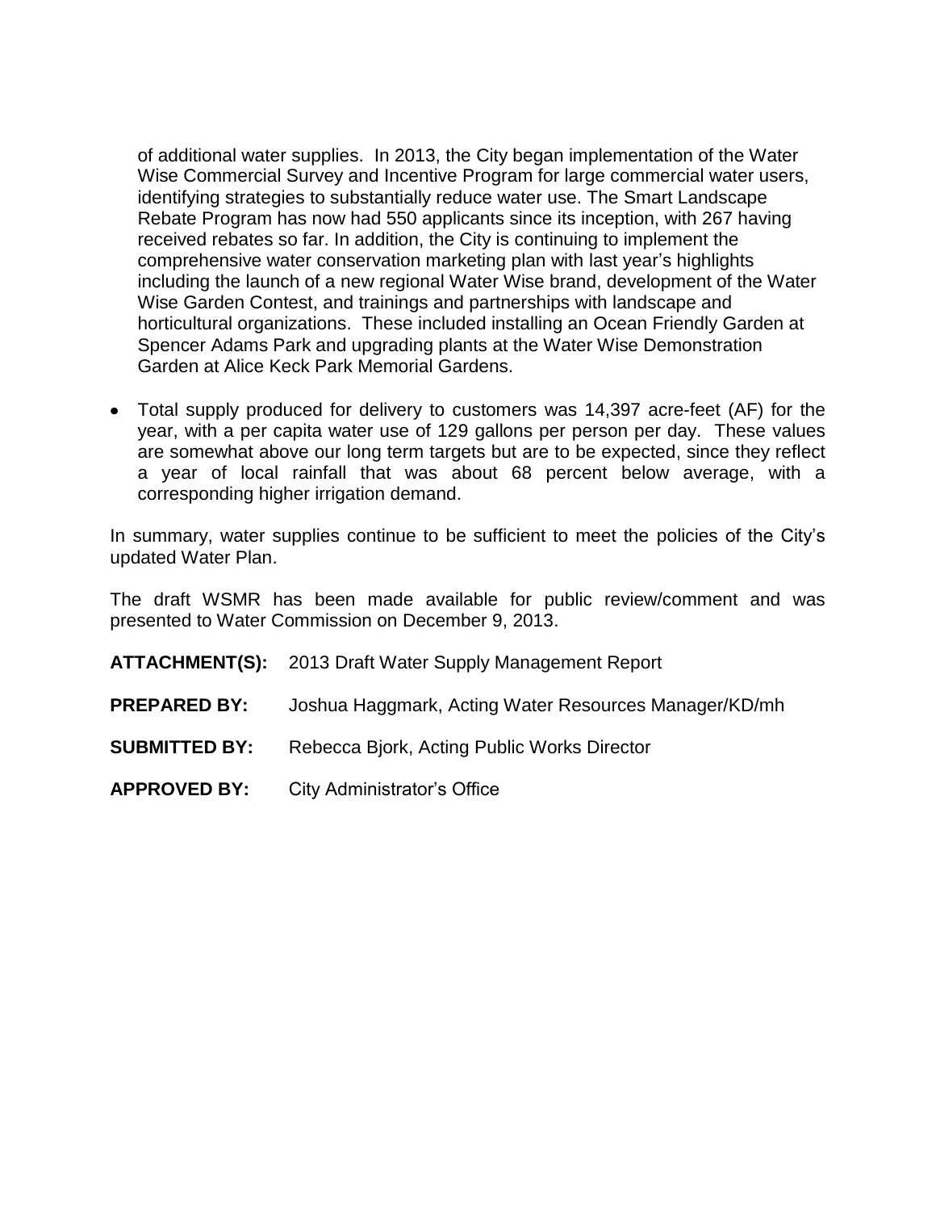of additional water supplies. In 2013, the City began implementation of the Water Wise Commercial Survey and Incentive Program for large commercial water users, identifying strategies to substantially reduce water use. The Smart Landscape Rebate Program has now had 550 applicants since its inception, with 267 having received rebates so far. In addition, the City is continuing to implement the comprehensive water conservation marketing plan with last year's highlights including the launch of a new regional Water Wise brand, development of the Water Wise Garden Contest, and trainings and partnerships with landscape and horticultural organizations. These included installing an Ocean Friendly Garden at Spencer Adams Park and upgrading plants at the Water Wise Demonstration Garden at Alice Keck Park Memorial Gardens.

- Total supply produced for delivery to customers was 14,397 acre-feet (AF) for the year, with a per capita water use of 129 gallons per person per day. These values are somewhat above our long term targets but are to be expected, since they reflect a year of local rainfall that was about 68 percent below average, with a corresponding higher irrigation demand.

In summary, water supplies continue to be sufficient to meet the policies of the City's updated Water Plan.

The draft WSMR has been made available for public review/comment and was presented to Water Commission on December 9, 2013.

**ATTACHMENT(S):** 2013 Draft Water Supply Management Report

**PREPARED BY:** Joshua Haggmark, Acting Water Resources Manager/KD/mh

**SUBMITTED BY:** Rebecca Bjork, Acting Public Works Director

**APPROVED BY:** City Administrator's Office